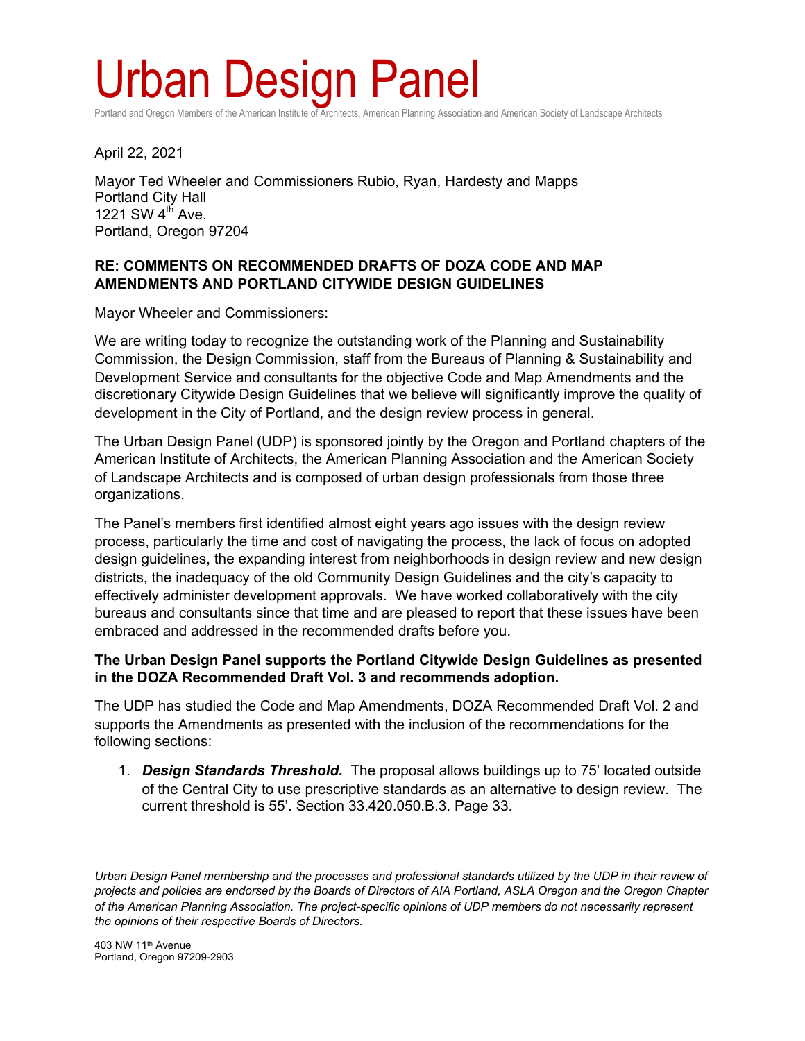# Urban Design Panel

Portland and Oregon Members of the American Institute of Architects, American Planning Association and American Society of Landscape Architects

April 22, 2021

Mayor Ted Wheeler and Commissioners Rubio, Ryan, Hardesty and Mapps
Portland City Hall
1221 SW 4th Ave.
Portland, Oregon 97204

**RE: COMMENTS ON RECOMMENDED DRAFTS OF DOZA CODE AND MAP AMENDMENTS AND PORTLAND CITYWIDE DESIGN GUIDELINES**

Mayor Wheeler and Commissioners:

We are writing today to recognize the outstanding work of the Planning and Sustainability Commission, the Design Commission, staff from the Bureaus of Planning & Sustainability and Development Service and consultants for the objective Code and Map Amendments and the discretionary Citywide Design Guidelines that we believe will significantly improve the quality of development in the City of Portland, and the design review process in general.

The Urban Design Panel (UDP) is sponsored jointly by the Oregon and Portland chapters of the American Institute of Architects, the American Planning Association and the American Society of Landscape Architects and is composed of urban design professionals from those three organizations.

The Panel's members first identified almost eight years ago issues with the design review process, particularly the time and cost of navigating the process, the lack of focus on adopted design guidelines, the expanding interest from neighborhoods in design review and new design districts, the inadequacy of the old Community Design Guidelines and the city's capacity to effectively administer development approvals. We have worked collaboratively with the city bureaus and consultants since that time and are pleased to report that these issues have been embraced and addressed in the recommended drafts before you.

**The Urban Design Panel supports the Portland Citywide Design Guidelines as presented in the DOZA Recommended Draft Vol. 3 and recommends adoption.**

The UDP has studied the Code and Map Amendments, DOZA Recommended Draft Vol. 2 and supports the Amendments as presented with the inclusion of the recommendations for the following sections:

1. ***Design Standards Threshold.*** The proposal allows buildings up to 75' located outside of the Central City to use prescriptive standards as an alternative to design review. The current threshold is 55'. Section 33.420.050.B.3. Page 33.

*Urban Design Panel membership and the processes and professional standards utilized by the UDP in their review of projects and policies are endorsed by the Boards of Directors of AIA Portland, ASLA Oregon and the Oregon Chapter of the American Planning Association. The project-specific opinions of UDP members do not necessarily represent the opinions of their respective Boards of Directors.*

403 NW 11th Avenue
Portland, Oregon 97209-2903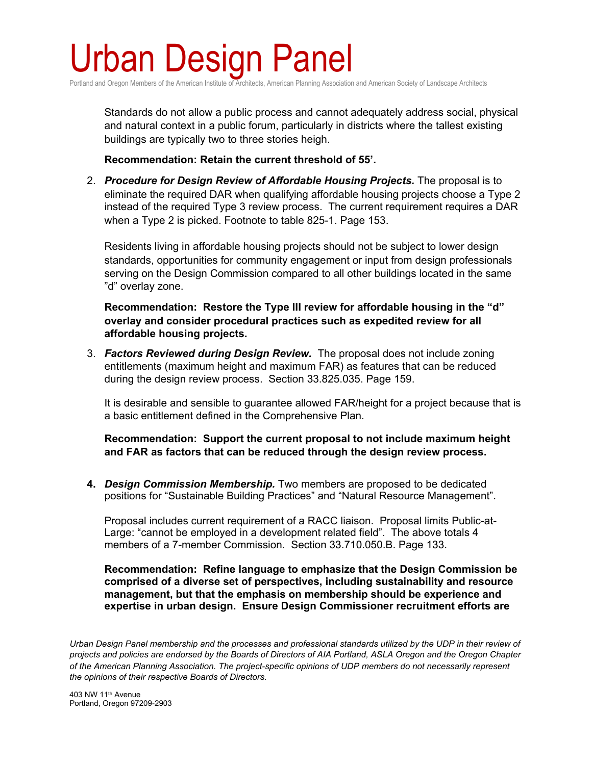Standards do not allow a public process and cannot adequately address social, physical and natural context in a public forum, particularly in districts where the tallest existing buildings are typically two to three stories heigh.

**Recommendation: Retain the current threshold of 55'.**

2. ***Procedure for Design Review of Affordable Housing Projects.*** The proposal is to eliminate the required DAR when qualifying affordable housing projects choose a Type 2 instead of the required Type 3 review process. The current requirement requires a DAR when a Type 2 is picked. Footnote to table 825-1. Page 153.

   Residents living in affordable housing projects should not be subject to lower design standards, opportunities for community engagement or input from design professionals serving on the Design Commission compared to all other buildings located in the same "d" overlay zone.

   **Recommendation: Restore the Type III review for affordable housing in the "d" overlay and consider procedural practices such as expedited review for all affordable housing projects.**

3. ***Factors Reviewed during Design Review.*** The proposal does not include zoning entitlements (maximum height and maximum FAR) as features that can be reduced during the design review process. Section 33.825.035. Page 159.

   It is desirable and sensible to guarantee allowed FAR/height for a project because that is a basic entitlement defined in the Comprehensive Plan.

   **Recommendation: Support the current proposal to not include maximum height and FAR as factors that can be reduced through the design review process.**

4. ***Design Commission Membership.*** Two members are proposed to be dedicated positions for "Sustainable Building Practices" and "Natural Resource Management".

   Proposal includes current requirement of a RACC liaison. Proposal limits Public-at-Large: "cannot be employed in a development related field". The above totals 4 members of a 7-member Commission. Section 33.710.050.B. Page 133.

   **Recommendation: Refine language to emphasize that the Design Commission be comprised of a diverse set of perspectives, including sustainability and resource management, but that the emphasis on membership should be experience and expertise in urban design. Ensure Design Commissioner recruitment efforts are**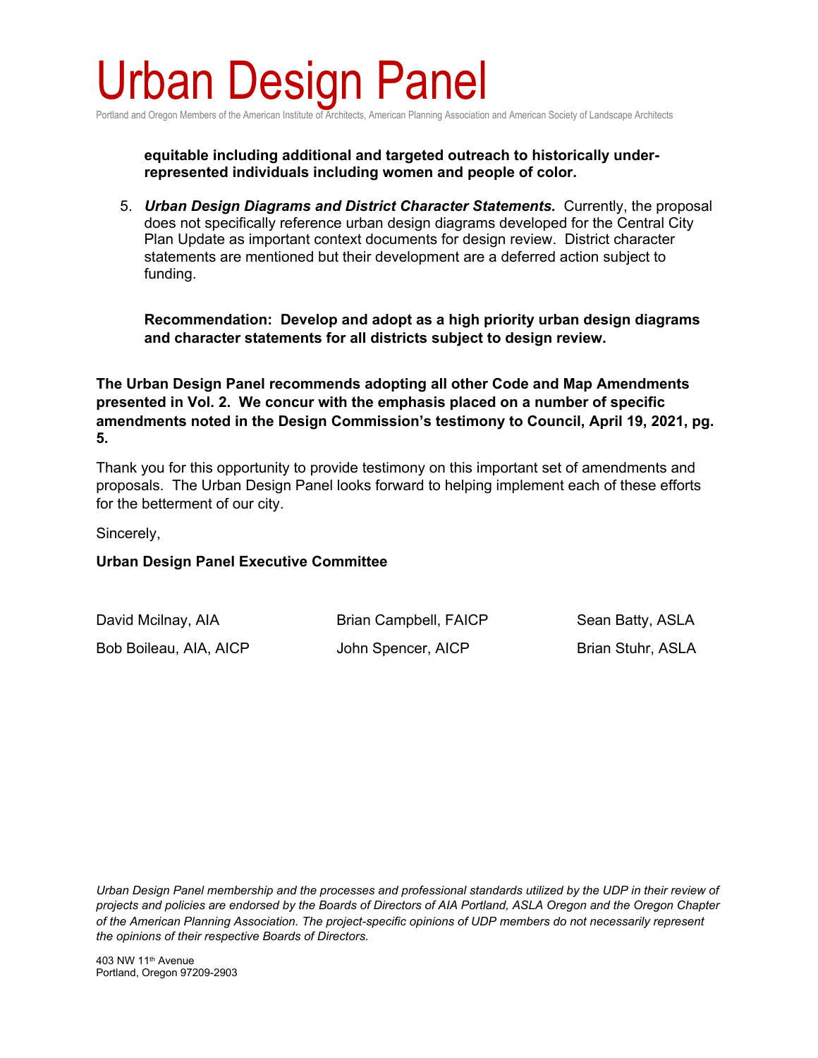**equitable including additional and targeted outreach to historically under-represented individuals including women and people of color.**

5. ***Urban Design Diagrams and District Character Statements.*** Currently, the proposal does not specifically reference urban design diagrams developed for the Central City Plan Update as important context documents for design review. District character statements are mentioned but their development are a deferred action subject to funding.

   **Recommendation: Develop and adopt as a high priority urban design diagrams and character statements for all districts subject to design review.**

**The Urban Design Panel recommends adopting all other Code and Map Amendments presented in Vol. 2. We concur with the emphasis placed on a number of specific amendments noted in the Design Commission's testimony to Council, April 19, 2021, pg. 5.**

Thank you for this opportunity to provide testimony on this important set of amendments and proposals. The Urban Design Panel looks forward to helping implement each of these efforts for the betterment of our city.

Sincerely,

**Urban Design Panel Executive Committee**

| | | |
|---|---|---|
| David Mcilnay, AIA | Brian Campbell, FAICP | Sean Batty, ASLA |
| Bob Boileau, AIA, AICP | John Spencer, AICP | Brian Stuhr, ASLA |

*Urban Design Panel membership and the processes and professional standards utilized by the UDP in their review of projects and policies are endorsed by the Boards of Directors of AIA Portland, ASLA Oregon and the Oregon Chapter of the American Planning Association. The project-specific opinions of UDP members do not necessarily represent the opinions of their respective Boards of Directors.*

403 NW 11th Avenue
Portland, Oregon 97209-2903